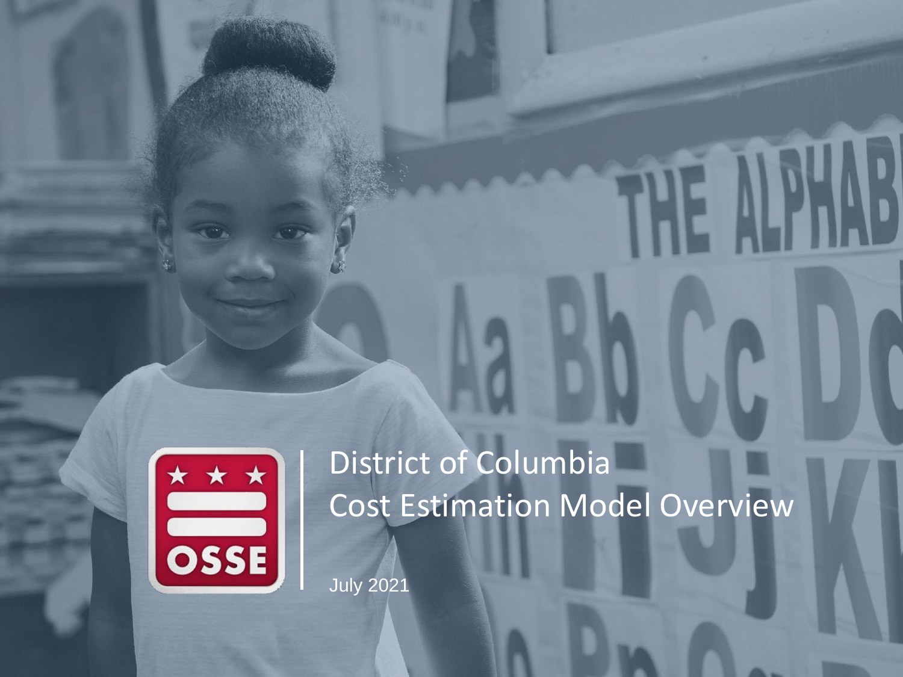# District of Columbia Cost Estimation Model Overview

July 2021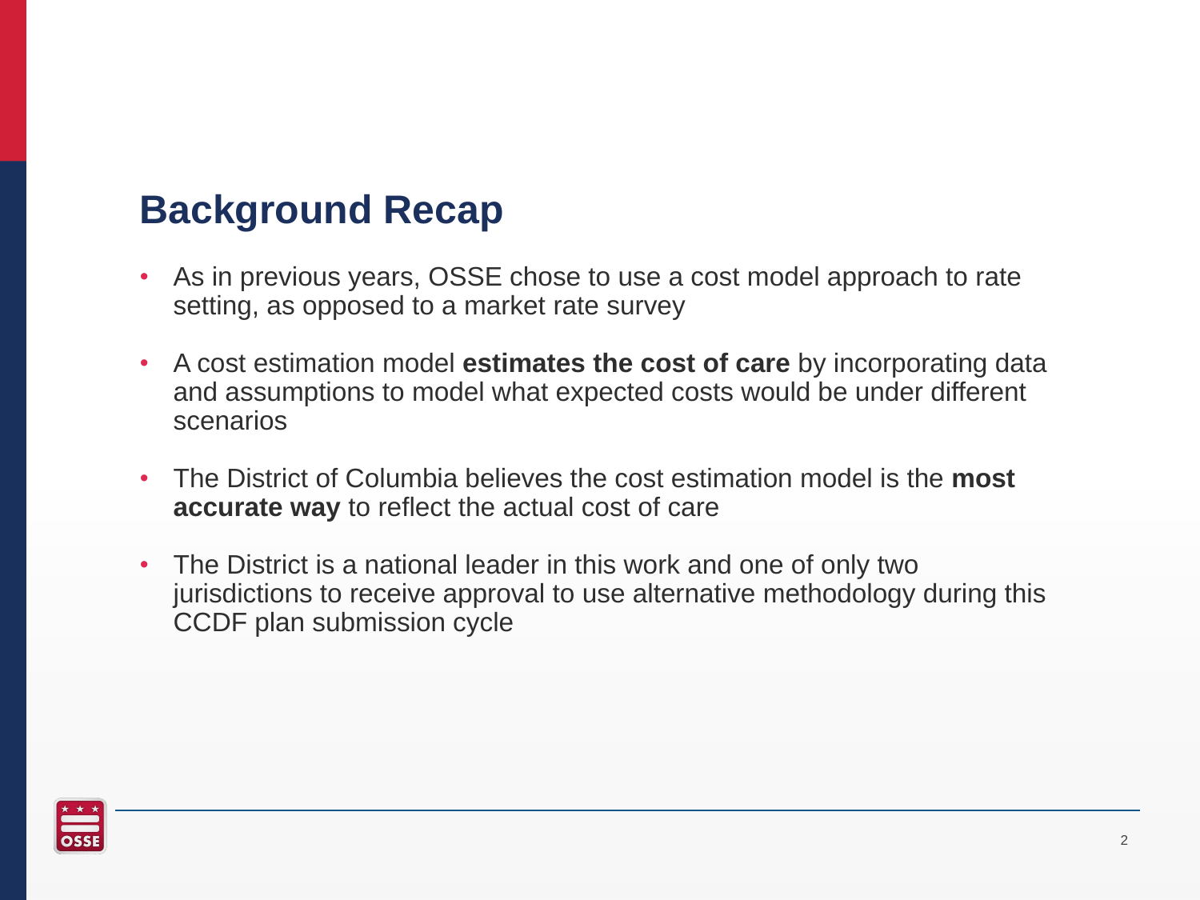## Background Recap

- As in previous years, OSSE chose to use a cost model approach to rate setting, as opposed to a market rate survey
- A cost estimation model **estimates the cost of care** by incorporating data and assumptions to model what expected costs would be under different scenarios
- The District of Columbia believes the cost estimation model is the **most accurate way** to reflect the actual cost of care
- The District is a national leader in this work and one of only two jurisdictions to receive approval to use alternative methodology during this CCDF plan submission cycle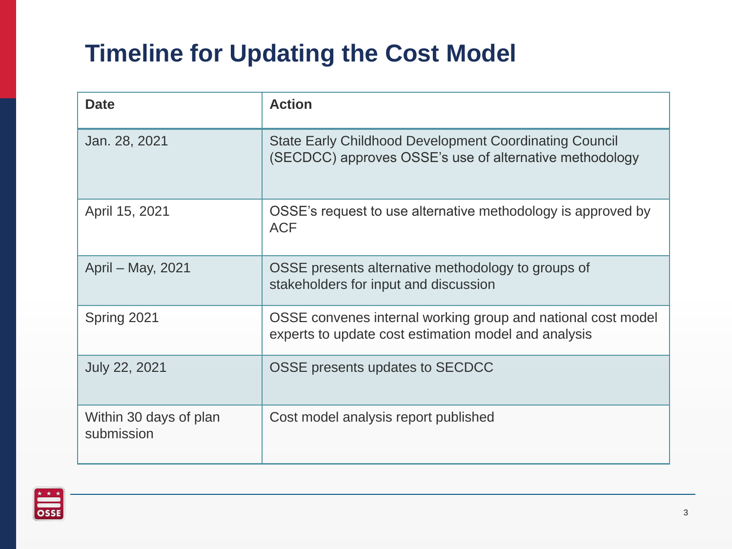# Timeline for Updating the Cost Model

| Date | Action |
| --- | --- |
| Jan. 28, 2021 | State Early Childhood Development Coordinating Council (SECDCC) approves OSSE's use of alternative methodology |
| April 15, 2021 | OSSE's request to use alternative methodology is approved by ACF |
| April – May, 2021 | OSSE presents alternative methodology to groups of stakeholders for input and discussion |
| Spring 2021 | OSSE convenes internal working group and national cost model experts to update cost estimation model and analysis |
| July 22, 2021 | OSSE presents updates to SECDCC |
| Within 30 days of plan submission | Cost model analysis report published |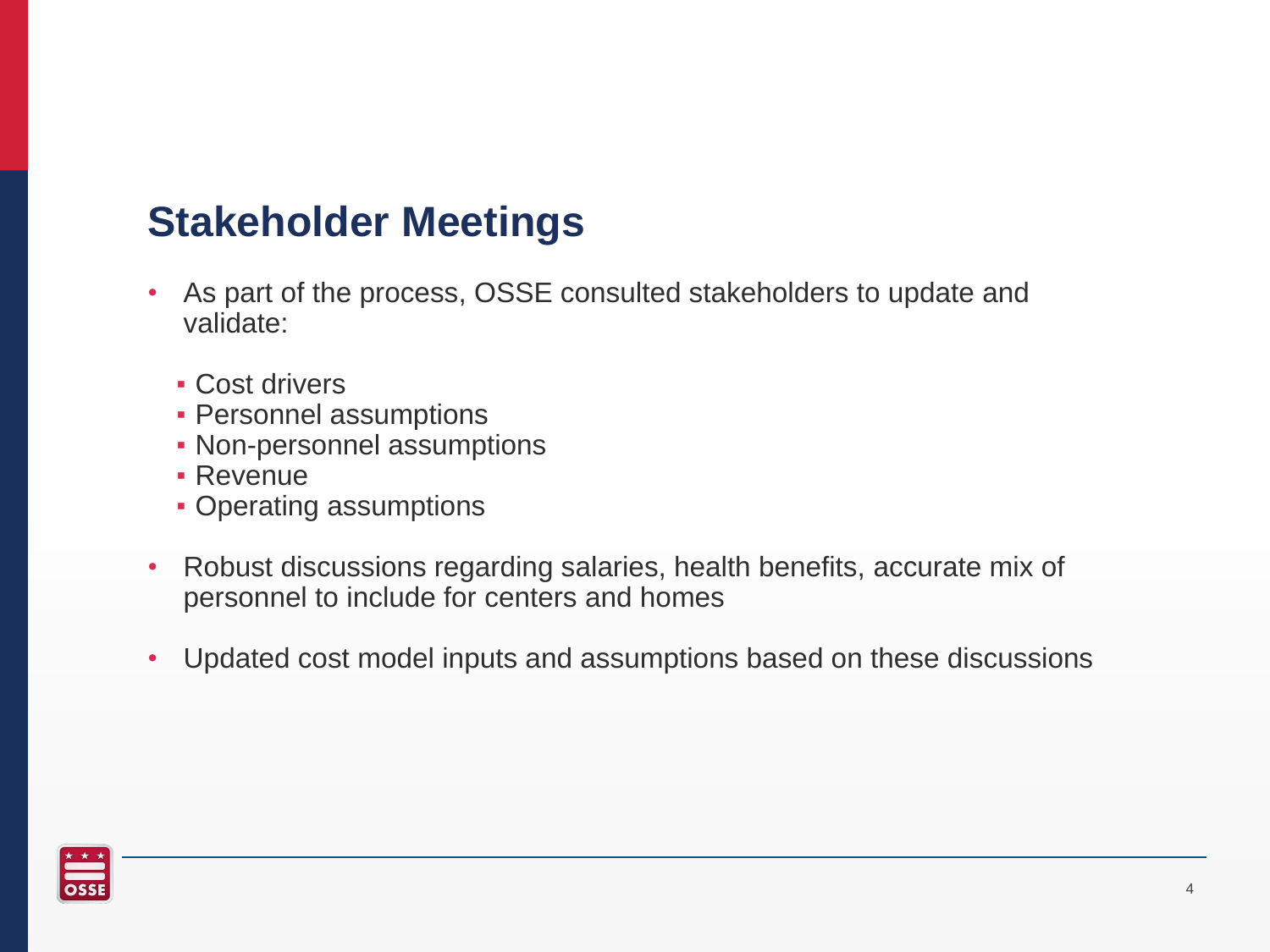## Stakeholder Meetings

- As part of the process, OSSE consulted stakeholders to update and validate:
  - Cost drivers
  - Personnel assumptions
  - Non-personnel assumptions
  - Revenue
  - Operating assumptions
- Robust discussions regarding salaries, health benefits, accurate mix of personnel to include for centers and homes
- Updated cost model inputs and assumptions based on these discussions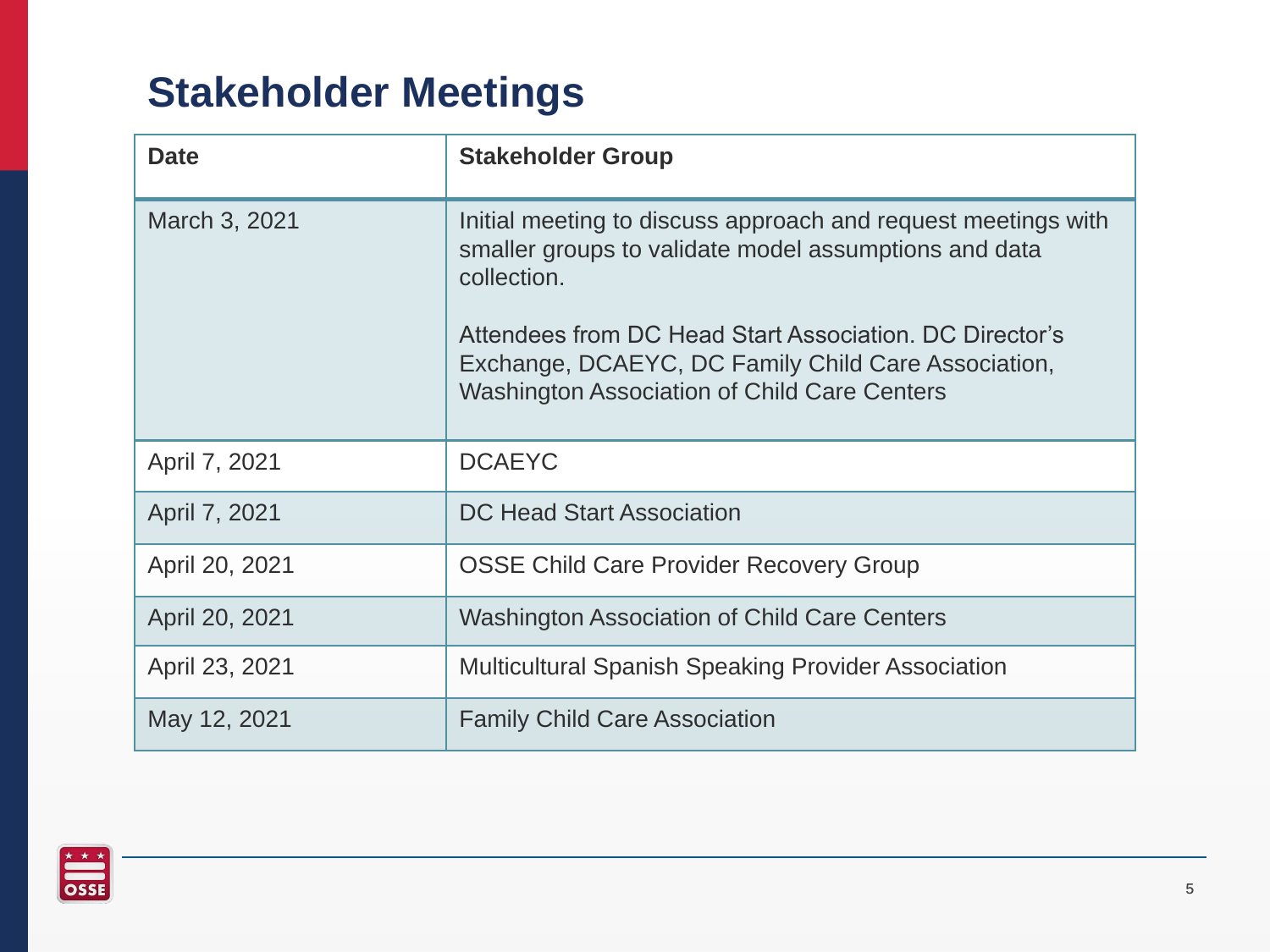# Stakeholder Meetings

| Date | Stakeholder Group |
| --- | --- |
| March 3, 2021 | Initial meeting to discuss approach and request meetings with smaller groups to validate model assumptions and data collection.<br><br>Attendees from DC Head Start Association. DC Director's Exchange, DCAEYC, DC Family Child Care Association, Washington Association of Child Care Centers |
| April 7, 2021 | DCAEYC |
| April 7, 2021 | DC Head Start Association |
| April 20, 2021 | OSSE Child Care Provider Recovery Group |
| April 20, 2021 | Washington Association of Child Care Centers |
| April 23, 2021 | Multicultural Spanish Speaking Provider Association |
| May 12, 2021 | Family Child Care Association |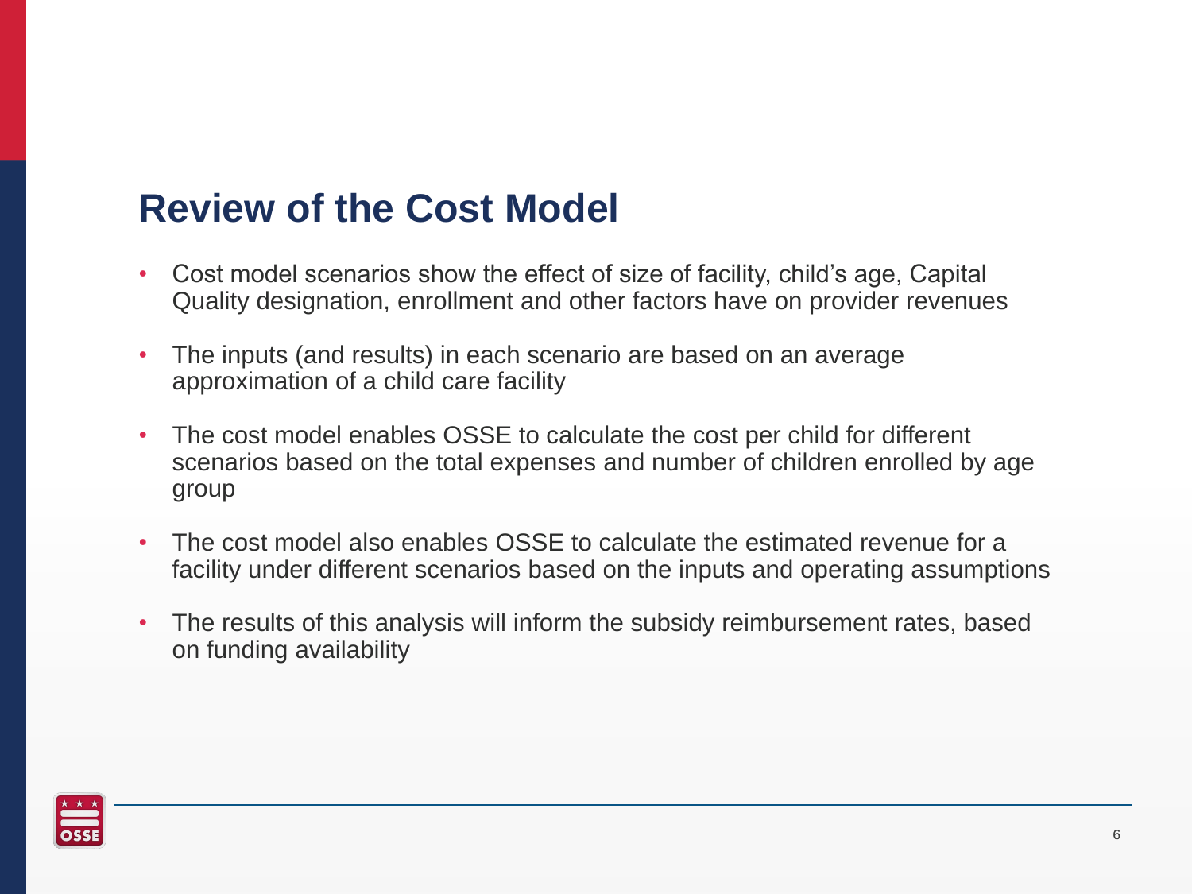# Review of the Cost Model

- Cost model scenarios show the effect of size of facility, child's age, Capital Quality designation, enrollment and other factors have on provider revenues
- The inputs (and results) in each scenario are based on an average approximation of a child care facility
- The cost model enables OSSE to calculate the cost per child for different scenarios based on the total expenses and number of children enrolled by age group
- The cost model also enables OSSE to calculate the estimated revenue for a facility under different scenarios based on the inputs and operating assumptions
- The results of this analysis will inform the subsidy reimbursement rates, based on funding availability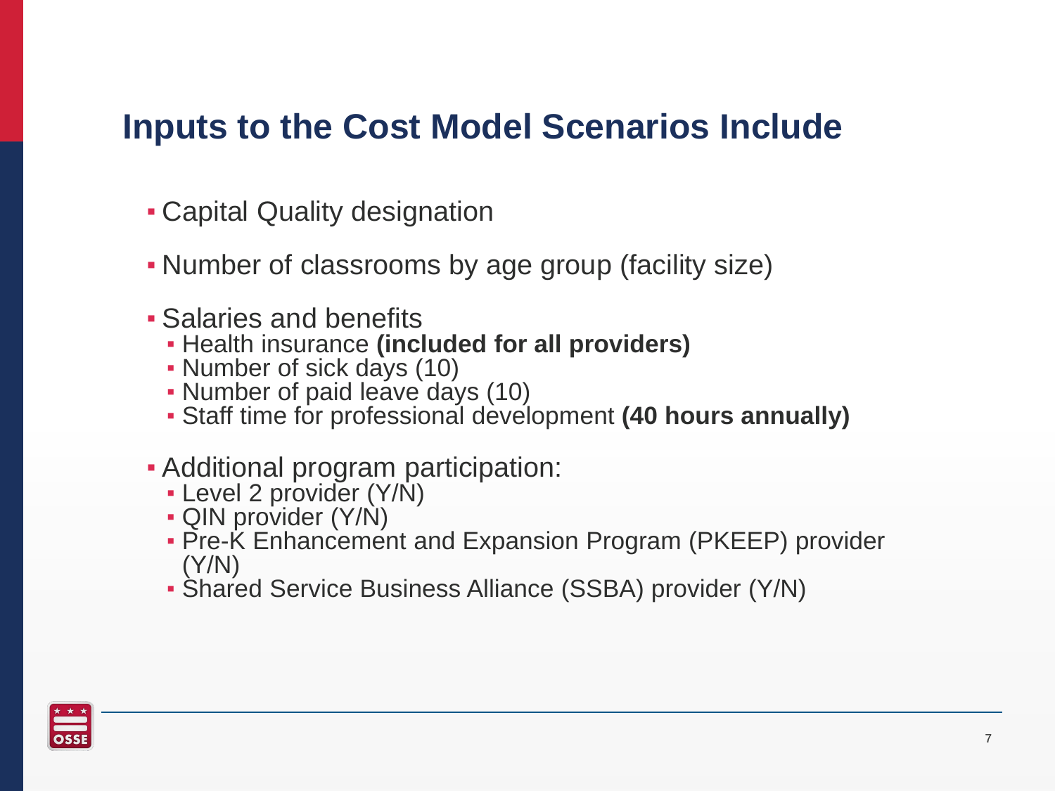# Inputs to the Cost Model Scenarios Include

- Capital Quality designation
- Number of classrooms by age group (facility size)
- Salaries and benefits
  - Health insurance **(included for all providers)**
  - Number of sick days (10)
  - Number of paid leave days (10)
  - Staff time for professional development **(40 hours annually)**
- Additional program participation:
  - Level 2 provider (Y/N)
  - QIN provider (Y/N)
  - Pre-K Enhancement and Expansion Program (PKEEP) provider (Y/N)
  - Shared Service Business Alliance (SSBA) provider (Y/N)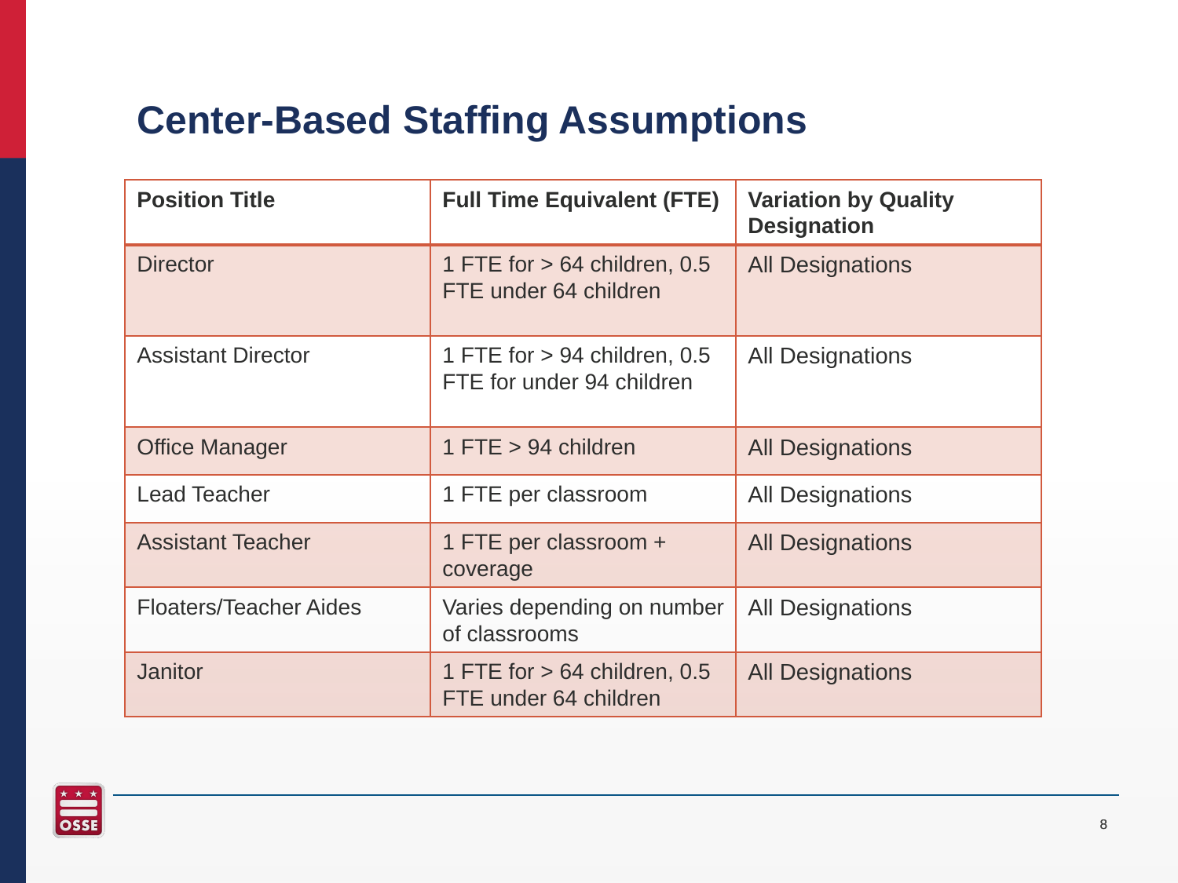# Center-Based Staffing Assumptions

| Position Title | Full Time Equivalent (FTE) | Variation by Quality Designation |
|---|---|---|
| Director | 1 FTE for > 64 children, 0.5 FTE under 64 children | All Designations |
| Assistant Director | 1 FTE for > 94 children, 0.5 FTE for under 94 children | All Designations |
| Office Manager | 1 FTE > 94 children | All Designations |
| Lead Teacher | 1 FTE per classroom | All Designations |
| Assistant Teacher | 1 FTE per classroom + coverage | All Designations |
| Floaters/Teacher Aides | Varies depending on number of classrooms | All Designations |
| Janitor | 1 FTE for > 64 children, 0.5 FTE under 64 children | All Designations |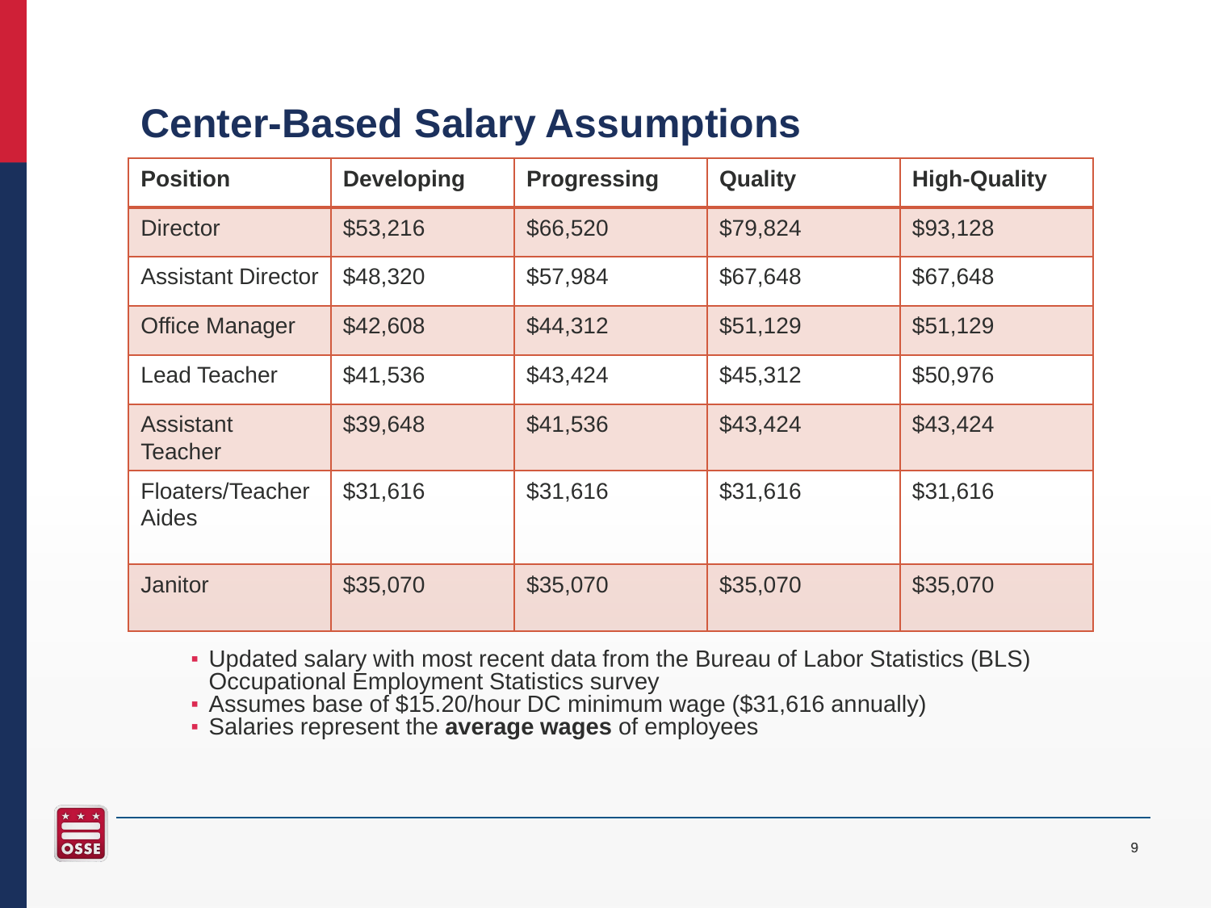# Center-Based Salary Assumptions

| Position | Developing | Progressing | Quality | High-Quality |
|---|---|---|---|---|
| Director | $53,216 | $66,520 | $79,824 | $93,128 |
| Assistant Director | $48,320 | $57,984 | $67,648 | $67,648 |
| Office Manager | $42,608 | $44,312 | $51,129 | $51,129 |
| Lead Teacher | $41,536 | $43,424 | $45,312 | $50,976 |
| Assistant Teacher | $39,648 | $41,536 | $43,424 | $43,424 |
| Floaters/Teacher Aides | $31,616 | $31,616 | $31,616 | $31,616 |
| Janitor | $35,070 | $35,070 | $35,070 | $35,070 |

- Updated salary with most recent data from the Bureau of Labor Statistics (BLS) Occupational Employment Statistics survey
- Assumes base of $15.20/hour DC minimum wage ($31,616 annually)
- Salaries represent the **average wages** of employees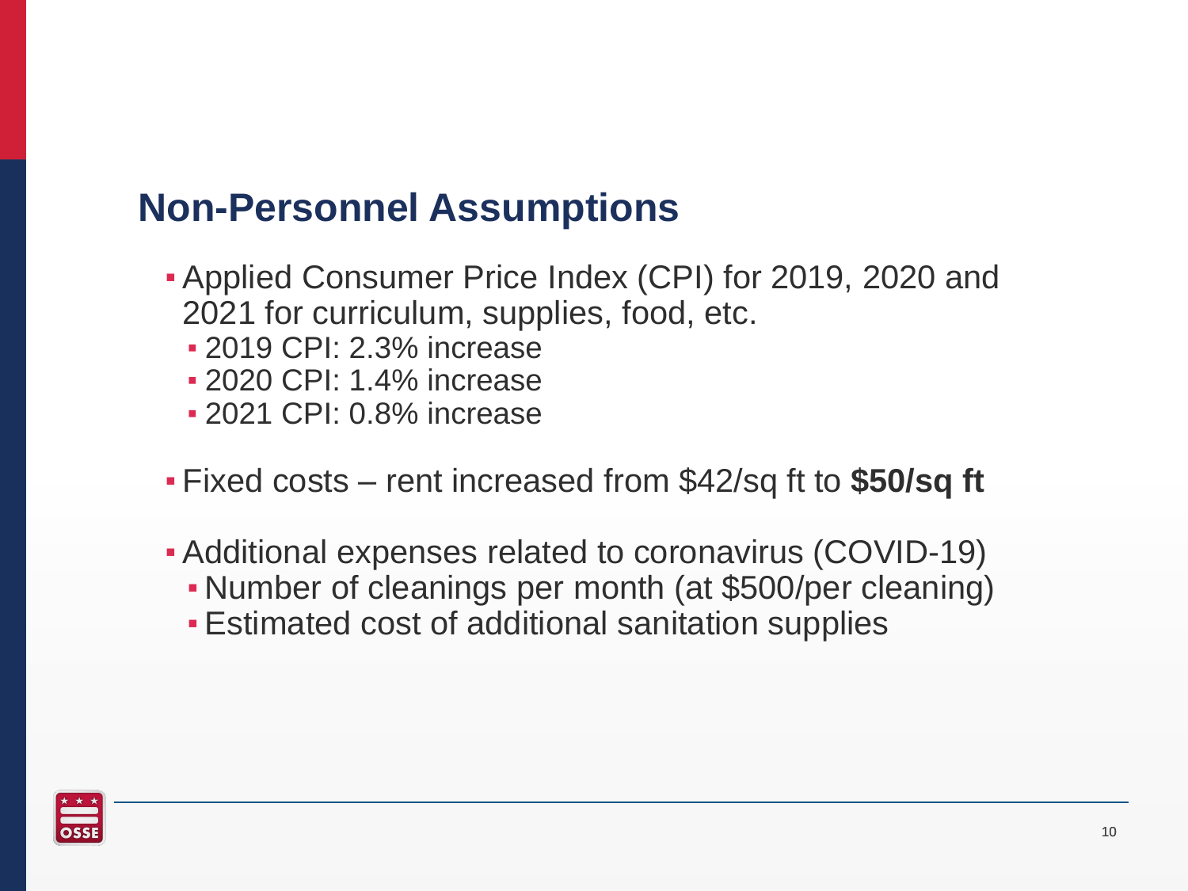## Non-Personnel Assumptions

- Applied Consumer Price Index (CPI) for 2019, 2020 and 2021 for curriculum, supplies, food, etc.
  - 2019 CPI: 2.3% increase
  - 2020 CPI: 1.4% increase
  - 2021 CPI: 0.8% increase
- Fixed costs – rent increased from $42/sq ft to **$50/sq ft**
- Additional expenses related to coronavirus (COVID-19)
  - Number of cleanings per month (at $500/per cleaning)
  - Estimated cost of additional sanitation supplies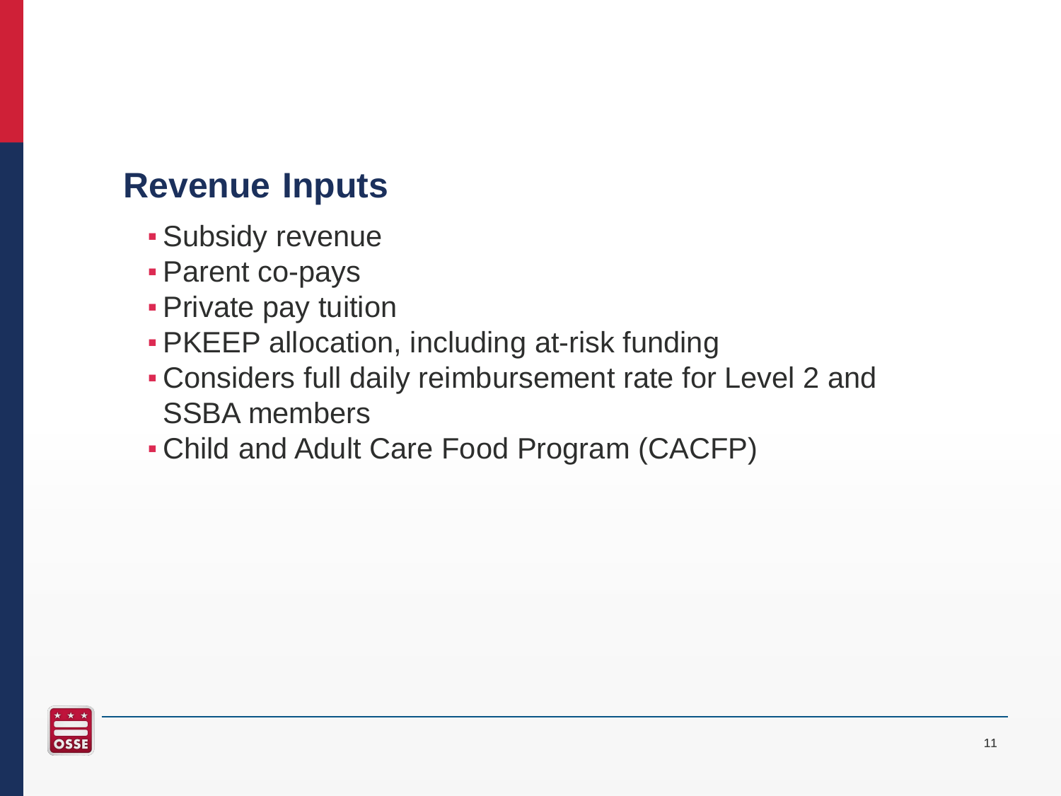## Revenue Inputs

- Subsidy revenue
- Parent co-pays
- Private pay tuition
- PKEEP allocation, including at-risk funding
- Considers full daily reimbursement rate for Level 2 and SSBA members
- Child and Adult Care Food Program (CACFP)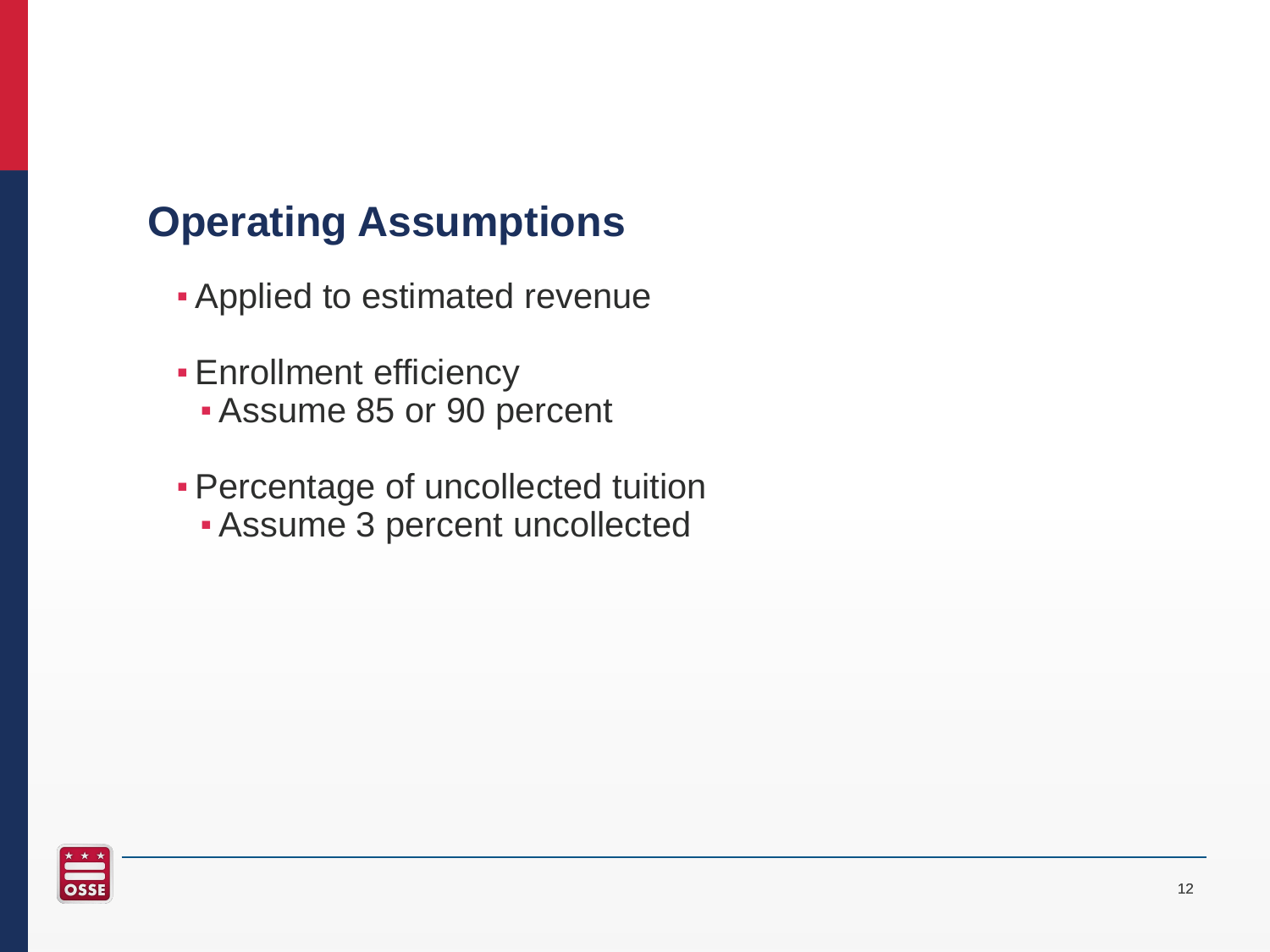## Operating Assumptions

- Applied to estimated revenue
- Enrollment efficiency
  - Assume 85 or 90 percent
- Percentage of uncollected tuition
  - Assume 3 percent uncollected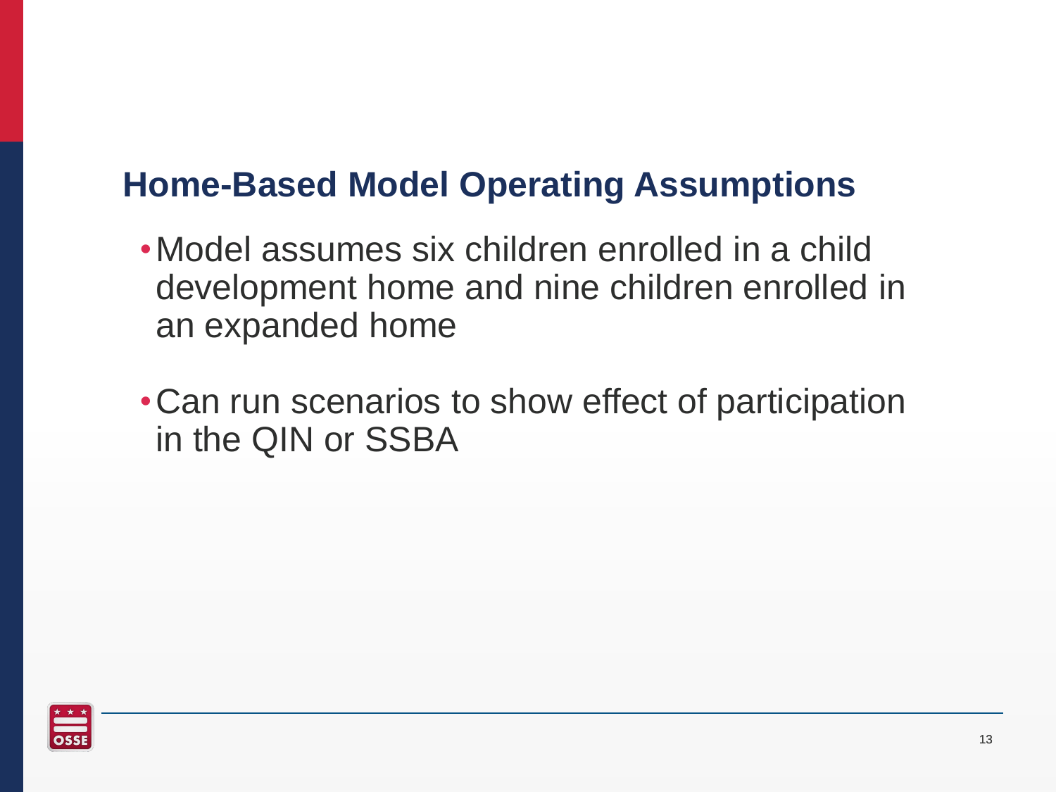## Home-Based Model Operating Assumptions

- Model assumes six children enrolled in a child development home and nine children enrolled in an expanded home
- Can run scenarios to show effect of participation in the QIN or SSBA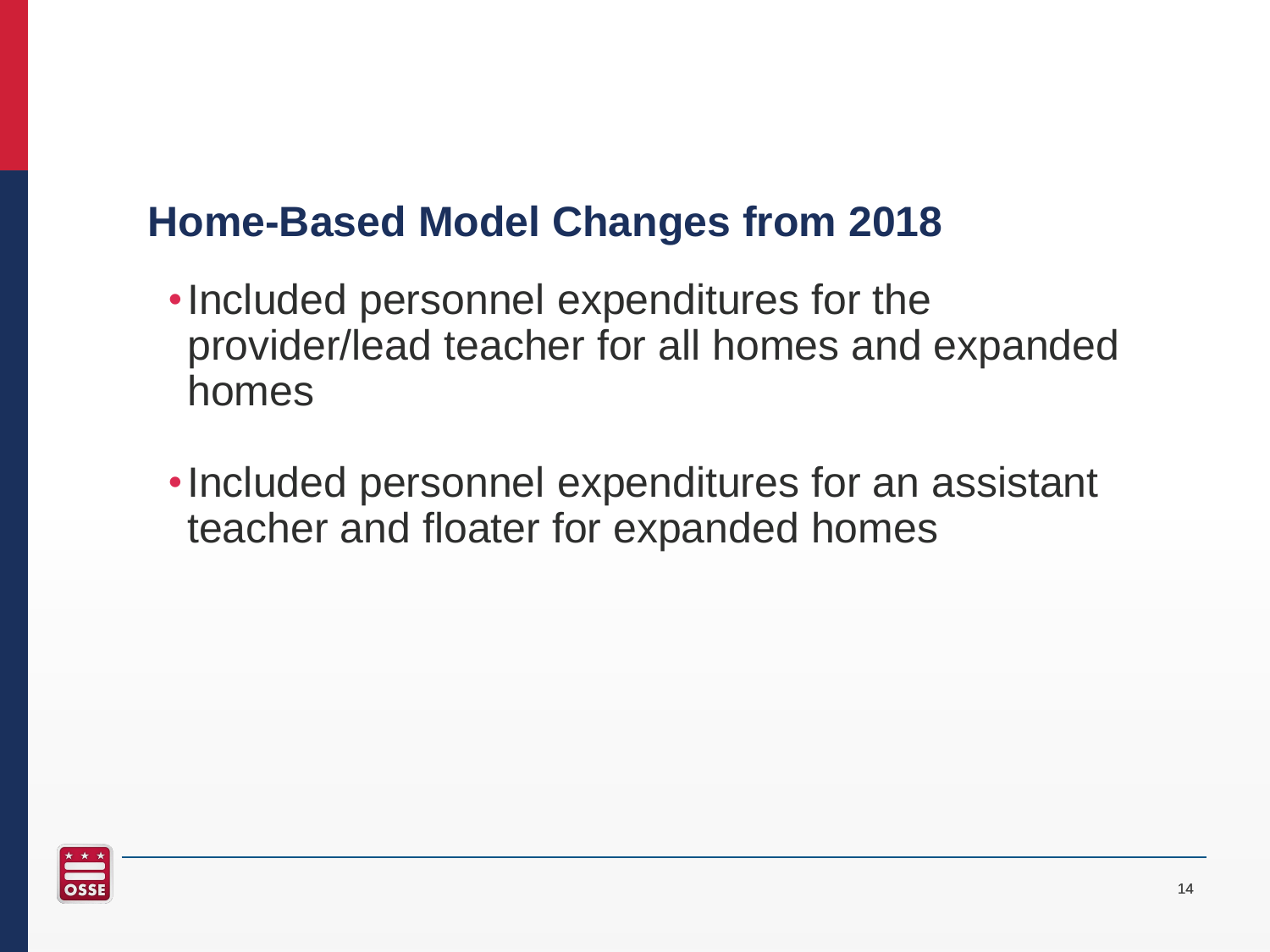## Home-Based Model Changes from 2018

- Included personnel expenditures for the provider/lead teacher for all homes and expanded homes
- Included personnel expenditures for an assistant teacher and floater for expanded homes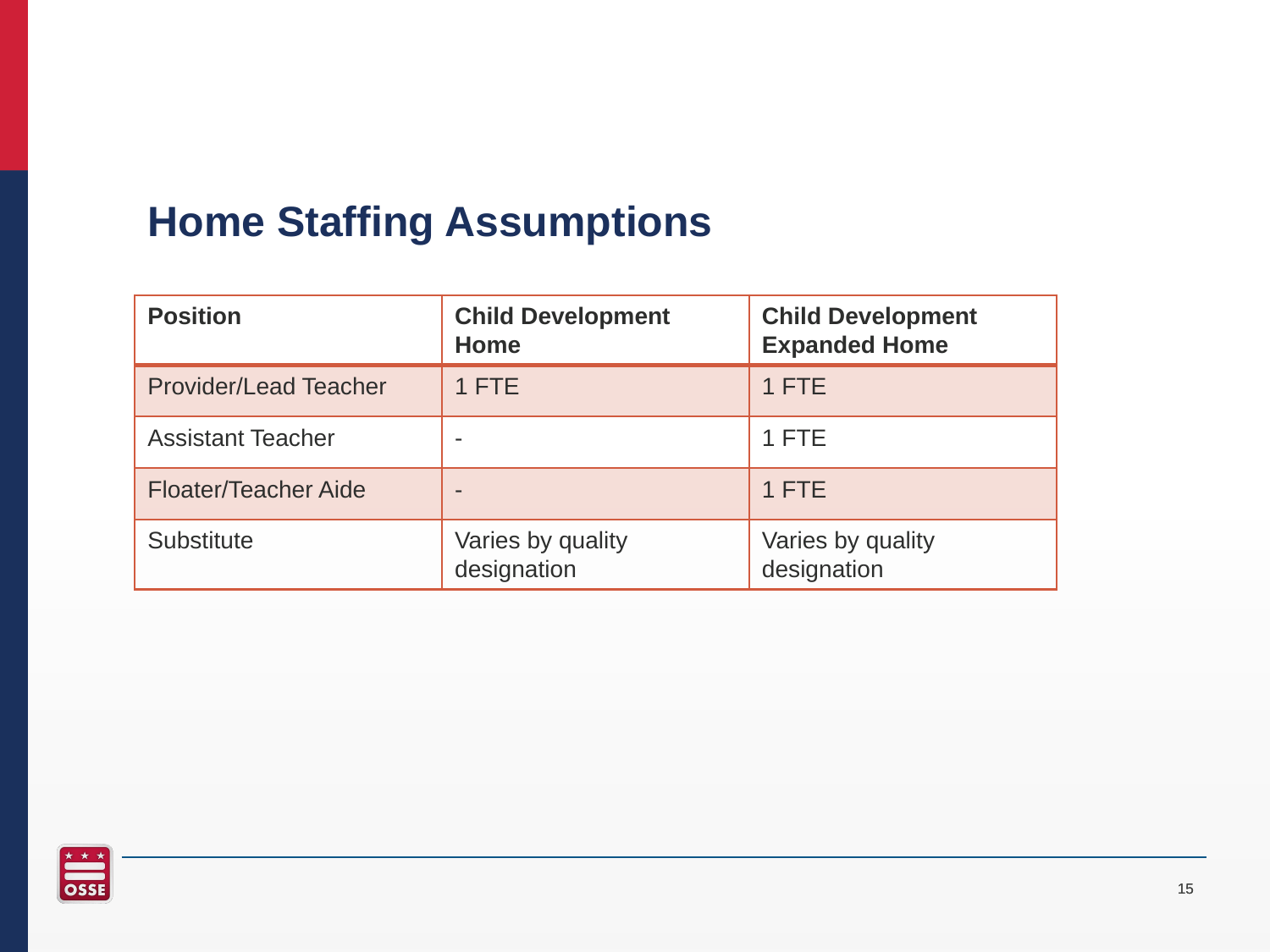# Home Staffing Assumptions

| Position | Child Development Home | Child Development Expanded Home |
|---|---|---|
| Provider/Lead Teacher | 1 FTE | 1 FTE |
| Assistant Teacher | - | 1 FTE |
| Floater/Teacher Aide | - | 1 FTE |
| Substitute | Varies by quality designation | Varies by quality designation |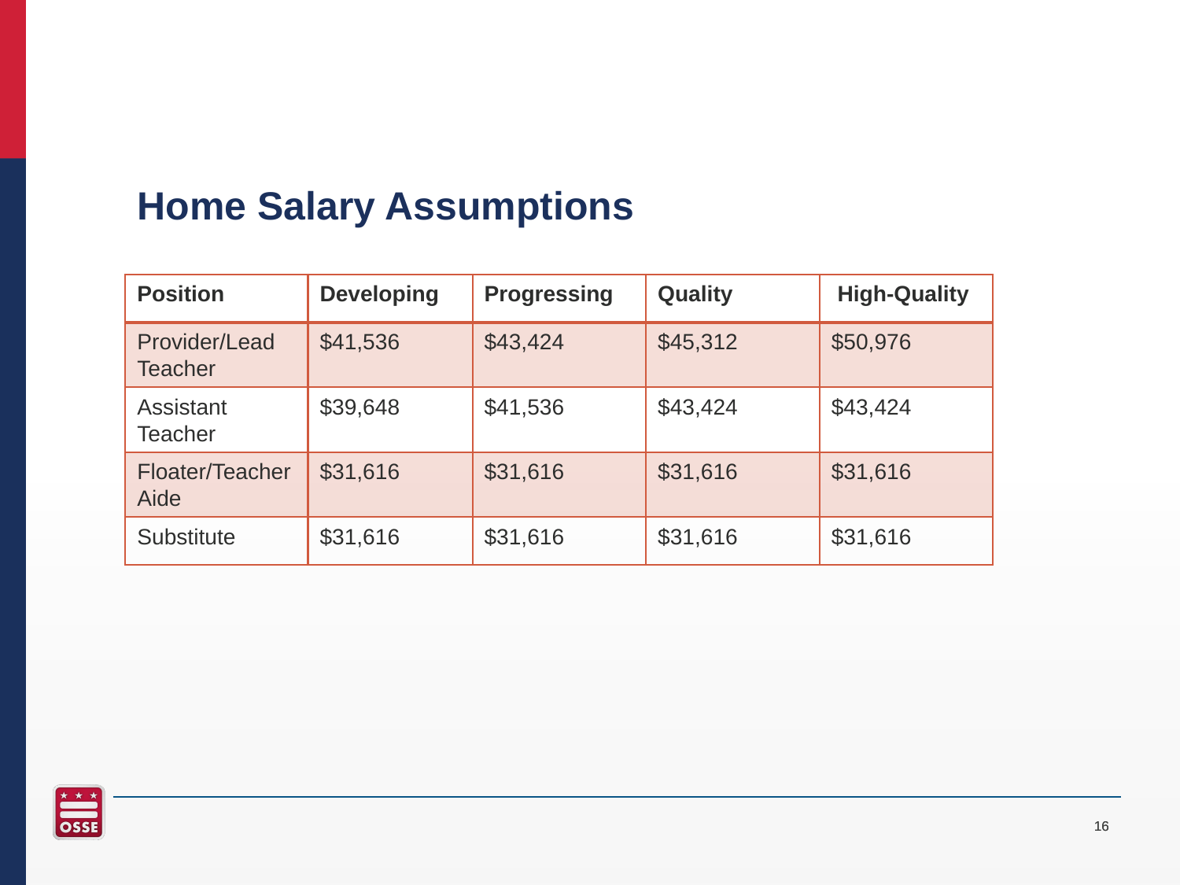# Home Salary Assumptions

| Position | Developing | Progressing | Quality | High-Quality |
|---|---|---|---|---|
| Provider/Lead Teacher | $41,536 | $43,424 | $45,312 | $50,976 |
| Assistant Teacher | $39,648 | $41,536 | $43,424 | $43,424 |
| Floater/Teacher Aide | $31,616 | $31,616 | $31,616 | $31,616 |
| Substitute | $31,616 | $31,616 | $31,616 | $31,616 |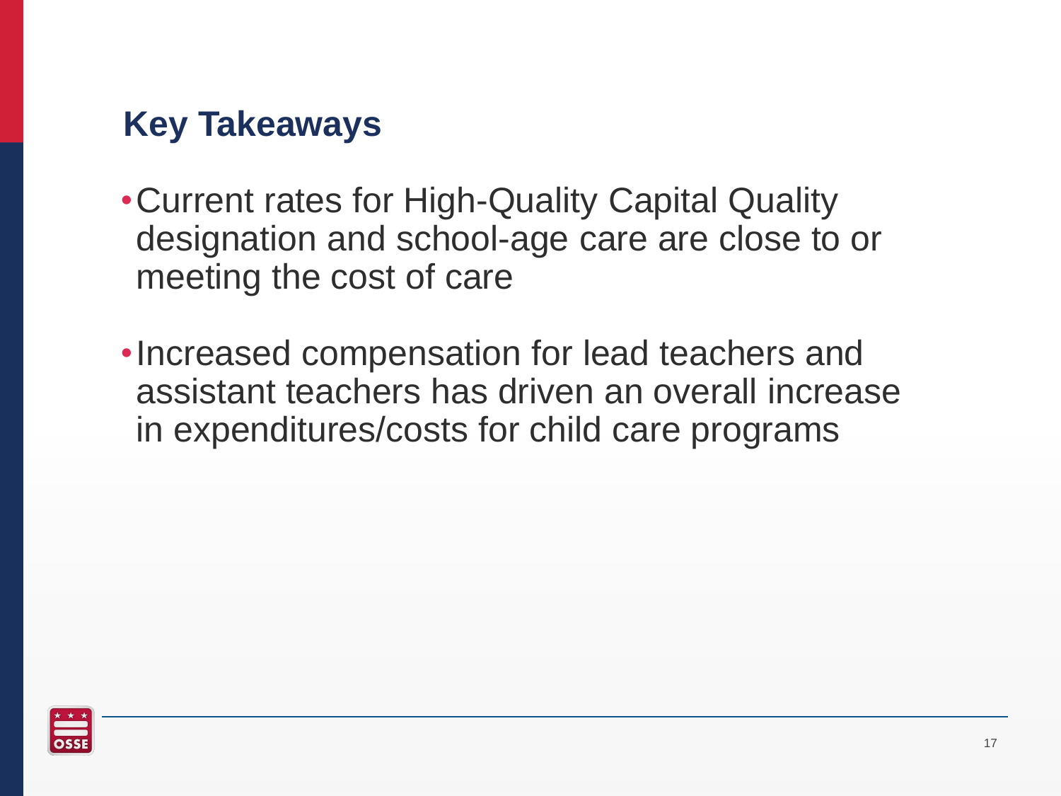## Key Takeaways

- Current rates for High-Quality Capital Quality designation and school-age care are close to or meeting the cost of care
- Increased compensation for lead teachers and assistant teachers has driven an overall increase in expenditures/costs for child care programs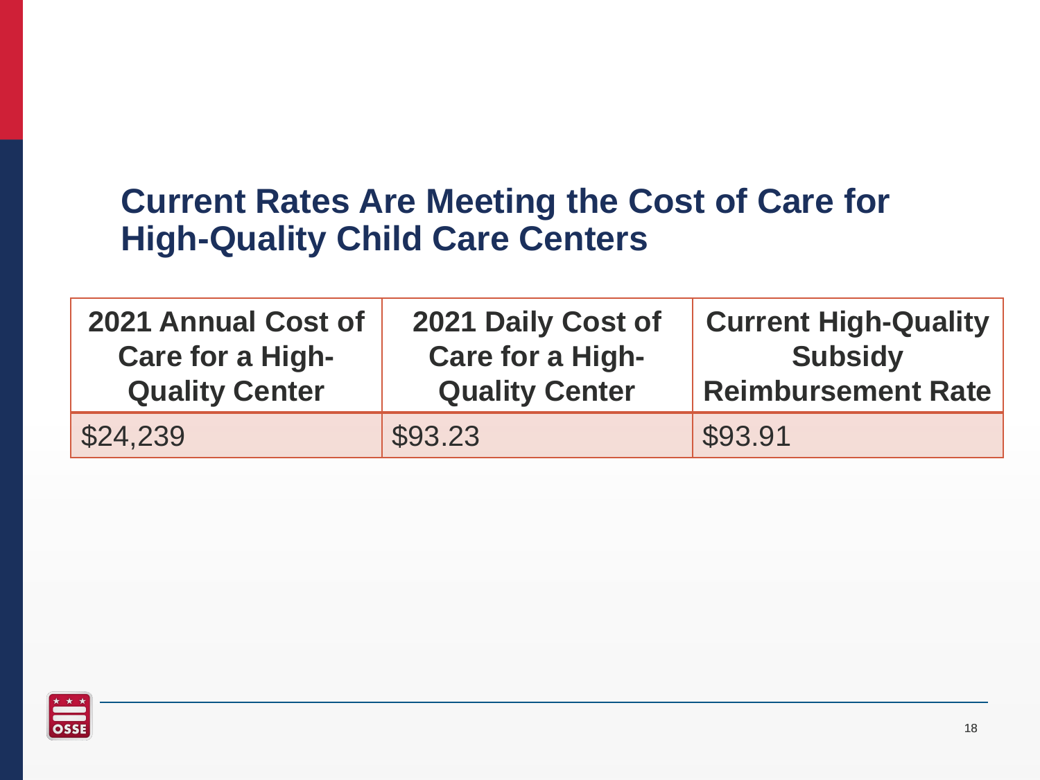# Current Rates Are Meeting the Cost of Care for High-Quality Child Care Centers

| 2021 Annual Cost of Care for a High-Quality Center | 2021 Daily Cost of Care for a High-Quality Center | Current High-Quality Subsidy Reimbursement Rate |
|---|---|---|
| $24,239 | $93.23 | $93.91 |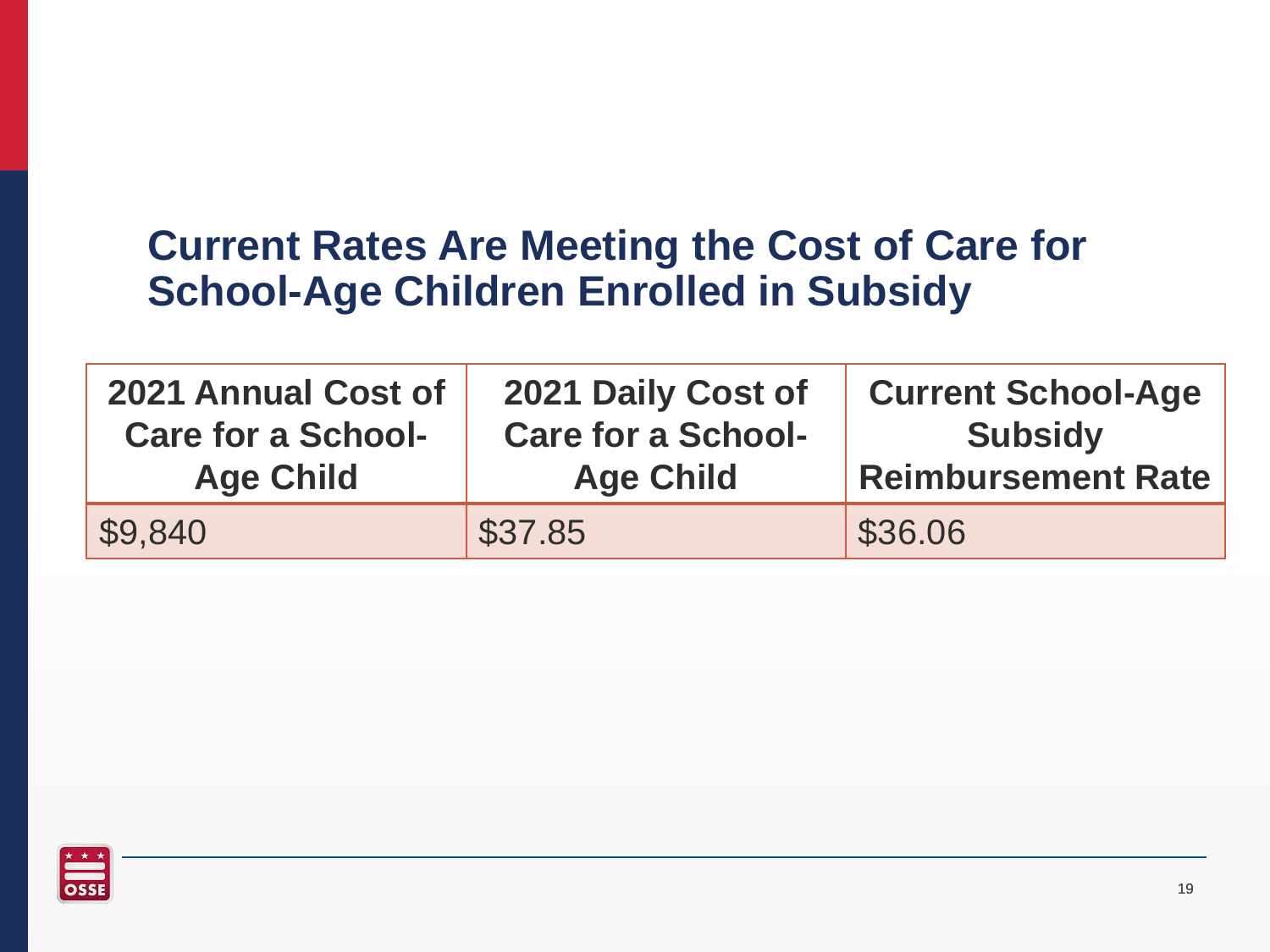# Current Rates Are Meeting the Cost of Care for School-Age Children Enrolled in Subsidy

| 2021 Annual Cost of Care for a School-Age Child | 2021 Daily Cost of Care for a School-Age Child | Current School-Age Subsidy Reimbursement Rate |
|---|---|---|
| $9,840 | $37.85 | $36.06 |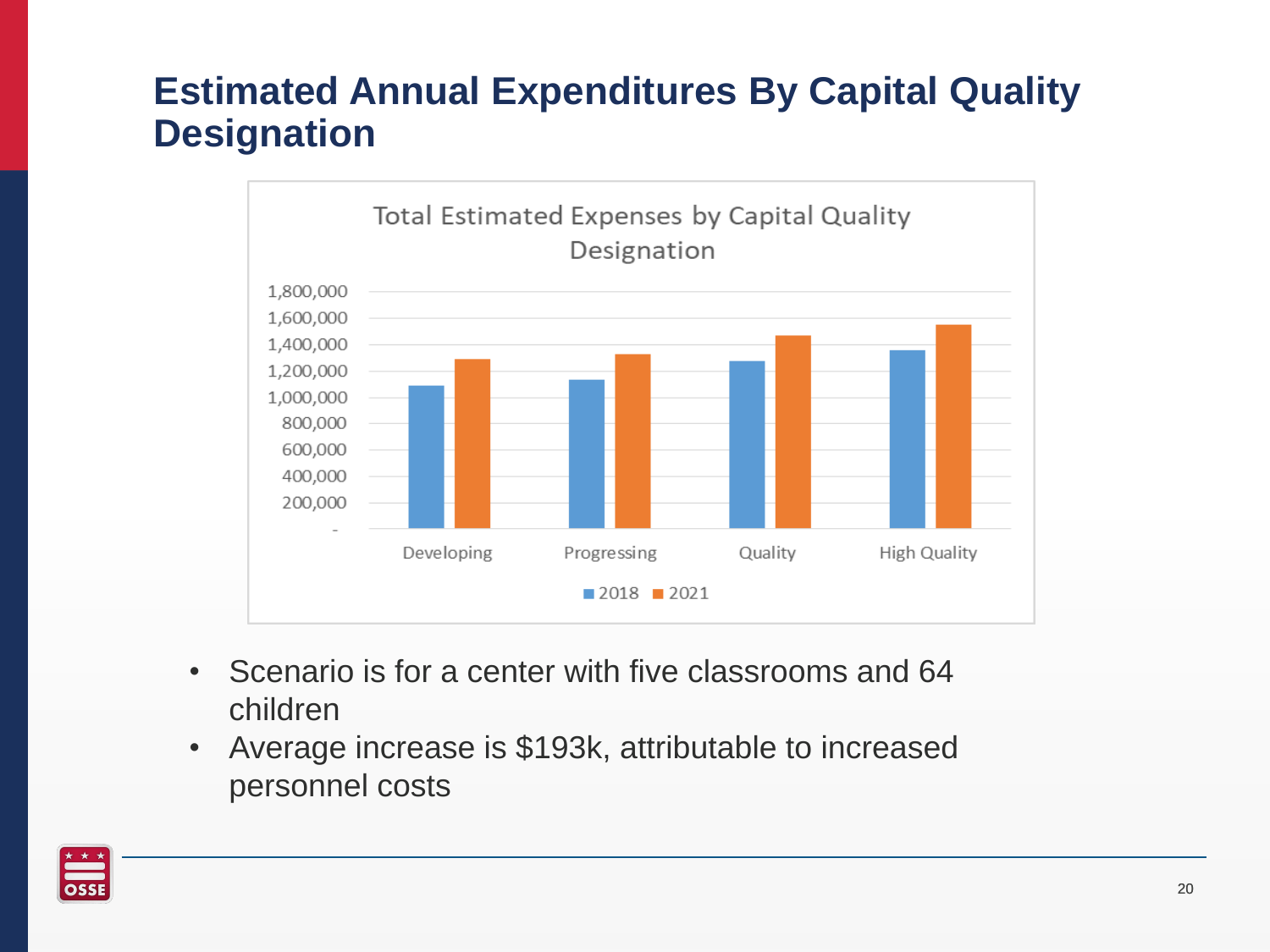# Estimated Annual Expenditures By Capital Quality Designation

Total Estimated Expenses by Capital Quality Designation

- Scenario is for a center with five classrooms and 64 children
- Average increase is $193k, attributable to increased personnel costs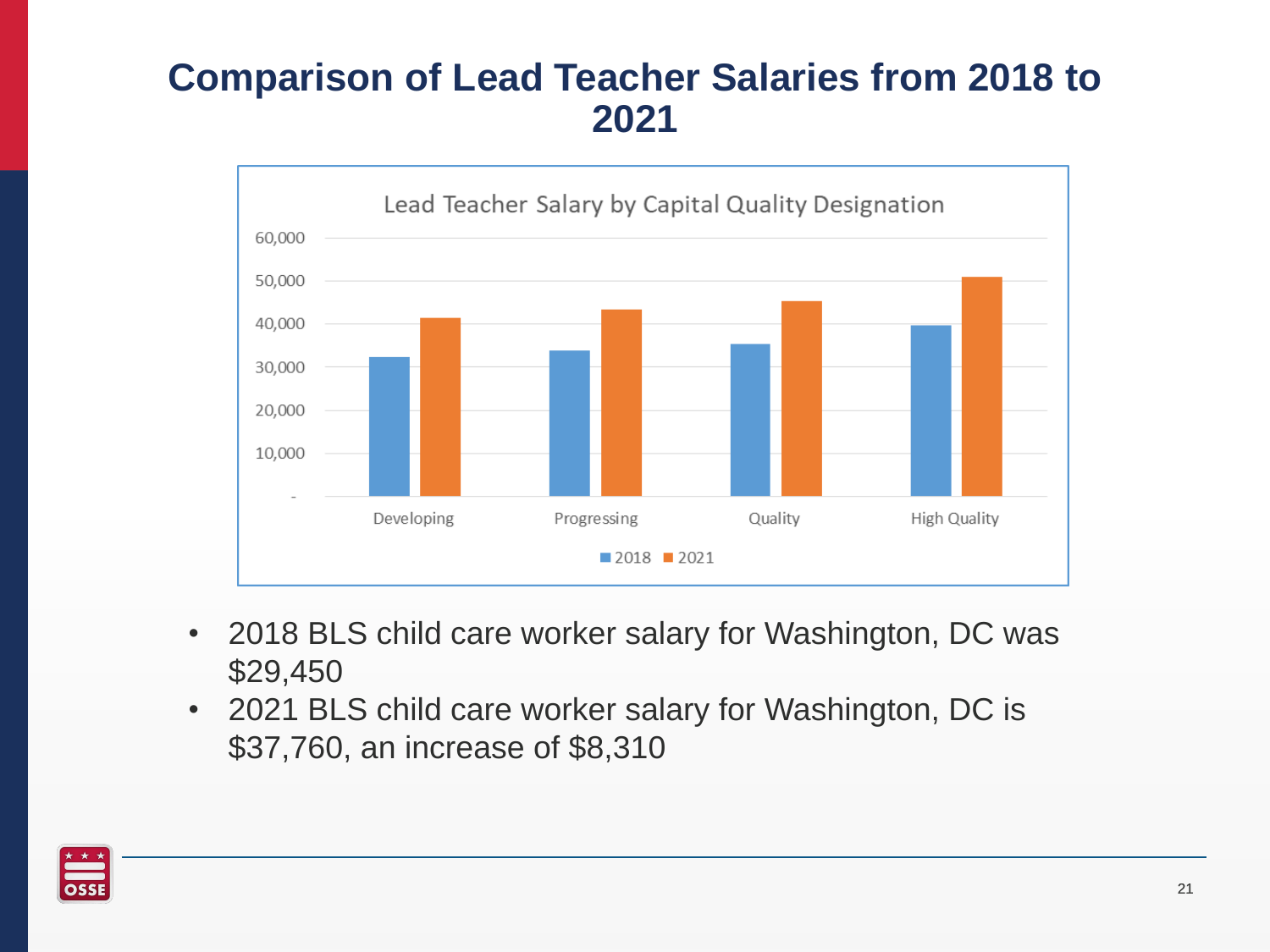# Comparison of Lead Teacher Salaries from 2018 to 2021

Lead Teacher Salary by Capital Quality Designation

- 2018 BLS child care worker salary for Washington, DC was $29,450
- 2021 BLS child care worker salary for Washington, DC is $37,760, an increase of $8,310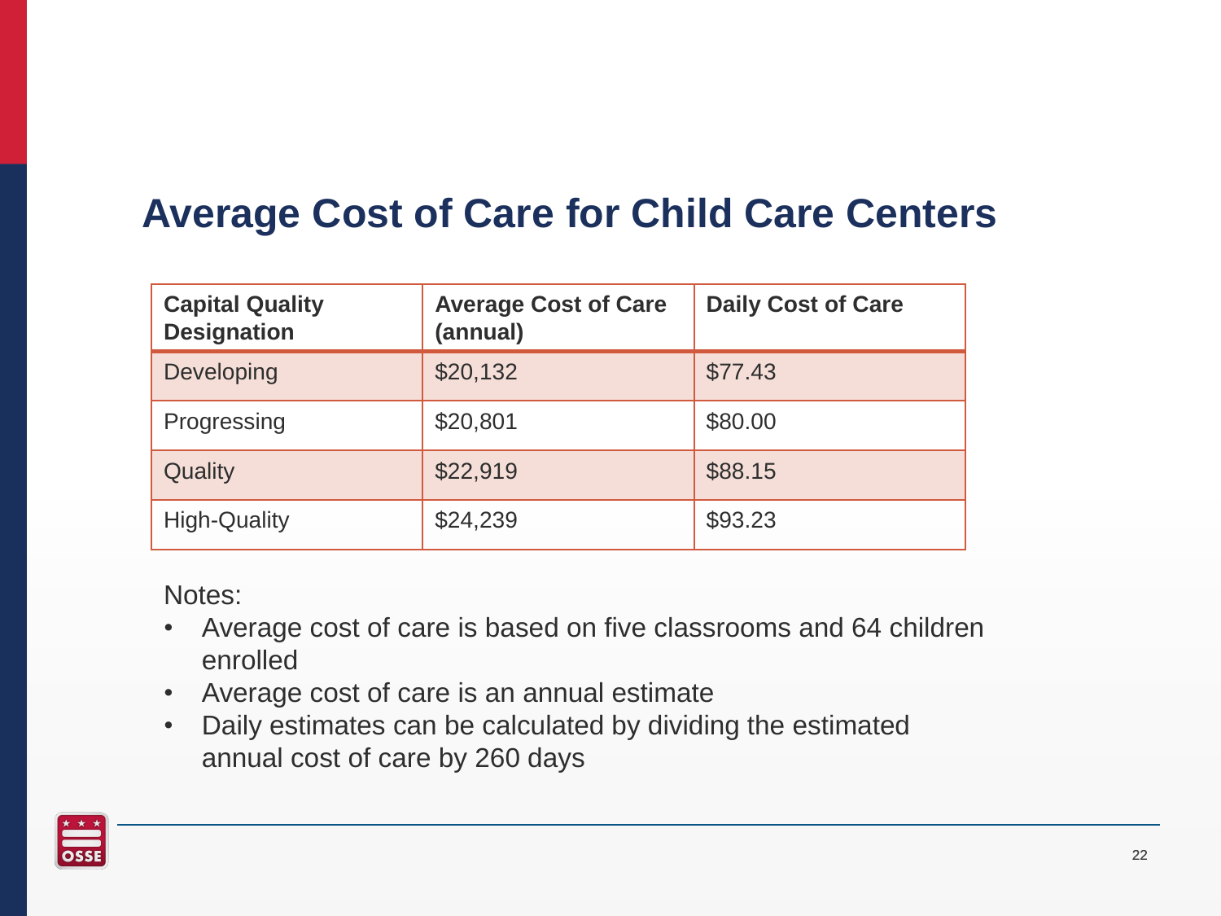# Average Cost of Care for Child Care Centers

| Capital Quality Designation | Average Cost of Care (annual) | Daily Cost of Care |
|---|---|---|
| Developing | $20,132 | $77.43 |
| Progressing | $20,801 | $80.00 |
| Quality | $22,919 | $88.15 |
| High-Quality | $24,239 | $93.23 |

Notes:

- Average cost of care is based on five classrooms and 64 children enrolled
- Average cost of care is an annual estimate
- Daily estimates can be calculated by dividing the estimated annual cost of care by 260 days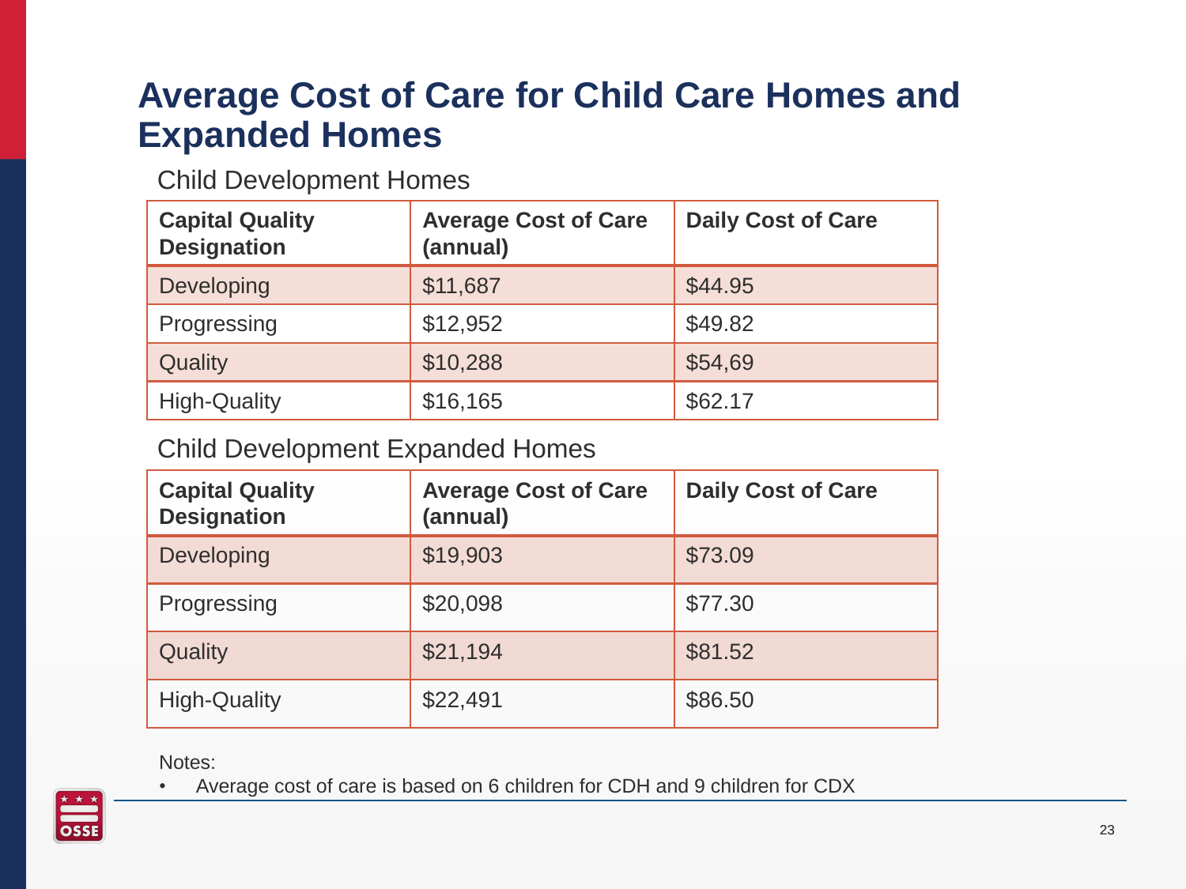# Average Cost of Care for Child Care Homes and Expanded Homes

## Child Development Homes

| Capital Quality Designation | Average Cost of Care (annual) | Daily Cost of Care |
|---|---|---|
| Developing | $11,687 | $44.95 |
| Progressing | $12,952 | $49.82 |
| Quality | $10,288 | $54,69 |
| High-Quality | $16,165 | $62.17 |

## Child Development Expanded Homes

| Capital Quality Designation | Average Cost of Care (annual) | Daily Cost of Care |
|---|---|---|
| Developing | $19,903 | $73.09 |
| Progressing | $20,098 | $77.30 |
| Quality | $21,194 | $81.52 |
| High-Quality | $22,491 | $86.50 |

Notes:

- Average cost of care is based on 6 children for CDH and 9 children for CDX